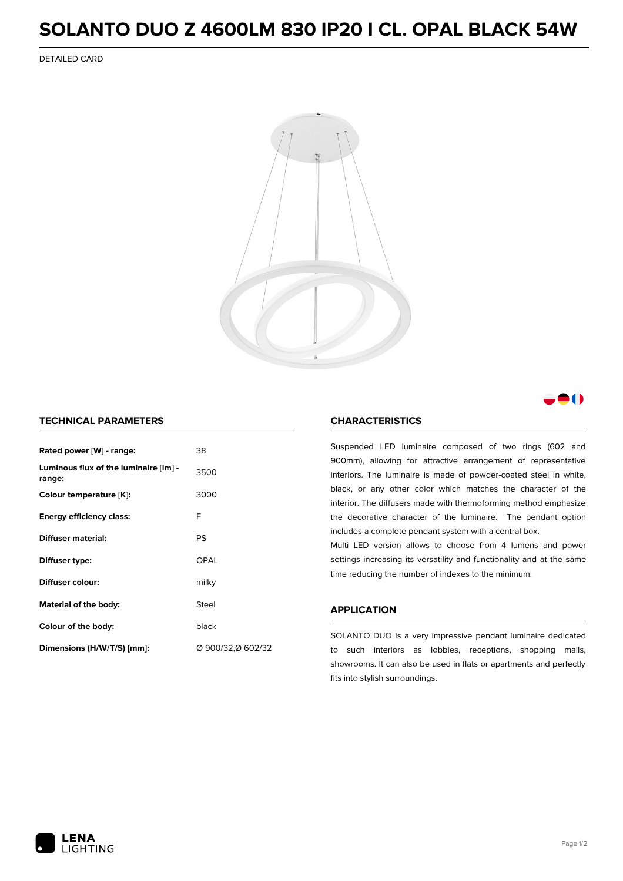# SOLANTO DUO Z 4600LM 830 IP20 I CL. OPAL BLACK 54W

DETAILED CARD

## TECHNICAL PARAMETERS

| | |
|---|---|
| **Rated power [W] - range:** | 38 |
| **Luminous flux of the luminaire [lm] - range:** | 3500 |
| **Colour temperature [K]:** | 3000 |
| **Energy efficiency class:** | F |
| **Diffuser material:** | PS |
| **Diffuser type:** | OPAL |
| **Diffuser colour:** | milky |
| **Material of the body:** | Steel |
| **Colour of the body:** | black |
| **Dimensions (H/W/T/S) [mm]:** | Ø 900/32,Ø 602/32 |

## CHARACTERISTICS

Suspended LED luminaire composed of two rings (602 and 900mm), allowing for attractive arrangement of representative interiors. The luminaire is made of powder-coated steel in white, black, or any other color which matches the character of the interior. The diffusers made with thermoforming method emphasize the decorative character of the luminaire. The pendant option includes a complete pendant system with a central box.
Multi LED version allows to choose from 4 lumens and power settings increasing its versatility and functionality and at the same time reducing the number of indexes to the minimum.

## APPLICATION

SOLANTO DUO is a very impressive pendant luminaire dedicated to such interiors as lobbies, receptions, shopping malls, showrooms. It can also be used in flats or apartments and perfectly fits into stylish surroundings.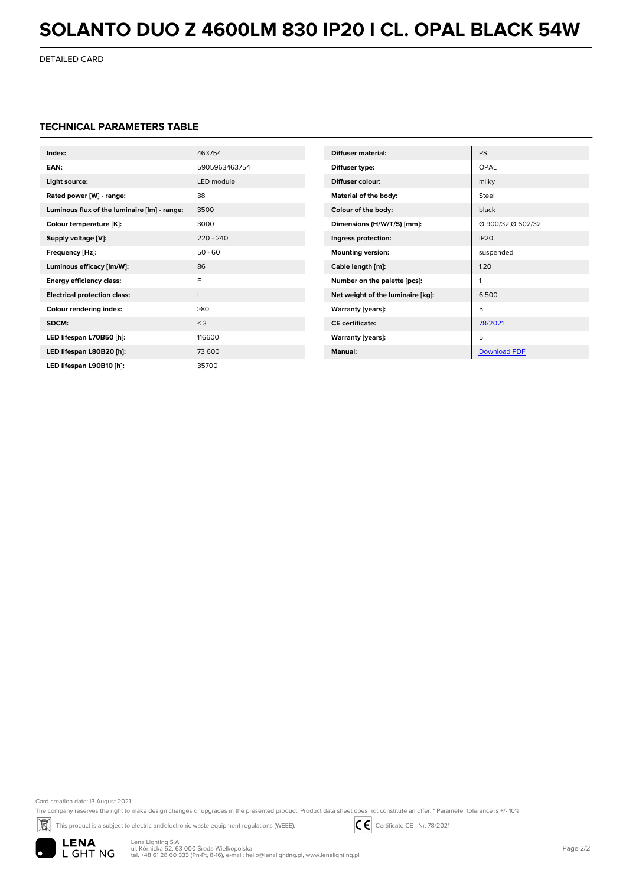# SOLANTO DUO Z 4600LM 830 IP20 I CL. OPAL BLACK 54W

DETAILED CARD

## TECHNICAL PARAMETERS TABLE

| | |
|---|---|
| **Index:** | 463754 |
| **EAN:** | 5905963463754 |
| **Light source:** | LED module |
| **Rated power [W] - range:** | 38 |
| **Luminous flux of the luminaire [lm] - range:** | 3500 |
| **Colour temperature [K]:** | 3000 |
| **Supply voltage [V]:** | 220 - 240 |
| **Frequency [Hz]:** | 50 - 60 |
| **Luminous efficacy [lm/W]:** | 86 |
| **Energy efficiency class:** | F |
| **Electrical protection class:** | I |
| **Colour rendering index:** | >80 |
| **SDCM:** | ≤ 3 |
| **LED lifespan L70B50 [h]:** | 116600 |
| **LED lifespan L80B20 [h]:** | 73 600 |
| **LED lifespan L90B10 [h]:** | 35700 |

| | |
|---|---|
| **Diffuser material:** | PS |
| **Diffuser type:** | OPAL |
| **Diffuser colour:** | milky |
| **Material of the body:** | Steel |
| **Colour of the body:** | black |
| **Dimensions (H/W/T/S) [mm]:** | Ø 900/32,Ø 602/32 |
| **Ingress protection:** | IP20 |
| **Mounting version:** | suspended |
| **Cable length [m]:** | 1.20 |
| **Number on the palette [pcs]:** | 1 |
| **Net weight of the luminaire [kg]:** | 6.500 |
| **Warranty [years]:** | 5 |
| **CE certificate:** | 78/2021 |
| **Warranty [years]:** | 5 |
| **Manual:** | Download PDF |

Card creation date: 13 August 2021

The company reserves the right to make design changes or upgrades in the presented product. Product data sheet does not constitute an offer. * Parameter tolerance is +/- 10%

This product is a subject to electric andelectronic waste equipment regulations (WEEE).

Certificate CE - Nr: 78/2021

LENA LIGHTING

Lena Lighting S.A.
ul. Kórnicka 52, 63-000 Środa Wielkopolska
tel. +48 61 28 60 333 (Pn-Pt, 8-16), e-mail: hello@lenalighting.pl, www.lenalighting.pl